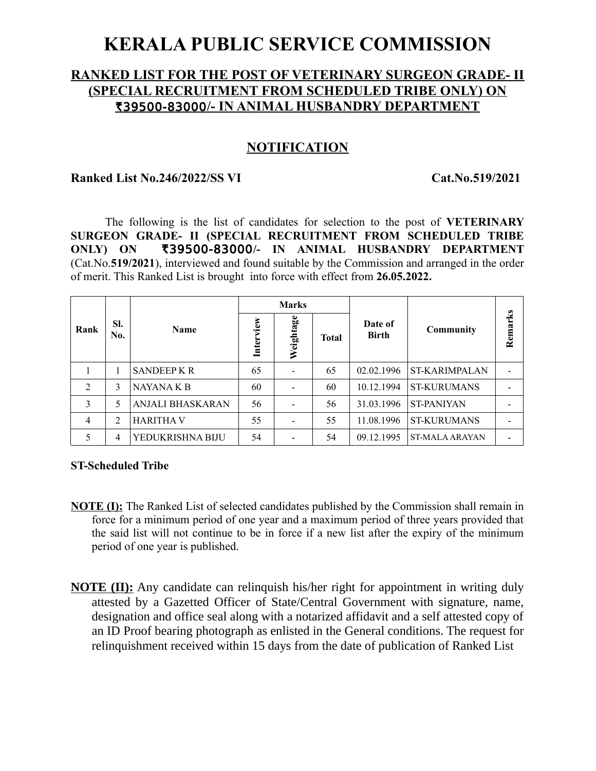# KERALA PUBLIC SERVICE COMMISSION

## RANKED LIST FOR THE POST OF VETERINARY SURGEON GRADE- II (SPECIAL RECRUITMENT FROM SCHEDULED TRIBE ONLY) ON ₹39500-83000/- IN ANIMAL HUSBANDRY DEPARTMENT

## NOTIFICATION

**Ranked List No.246/2022/SS VI** **Cat.No.519/2021**

The following is the list of candidates for selection to the post of **VETERINARY SURGEON GRADE- II (SPECIAL RECRUITMENT FROM SCHEDULED TRIBE ONLY) ON ₹39500-83000/- IN ANIMAL HUSBANDRY DEPARTMENT** (Cat.No.**519/2021**), interviewed and found suitable by the Commission and arranged in the order of merit. This Ranked List is brought into force with effect from **26.05.2022.**

| Rank | Sl. No. | Name | Marks | | | Date of Birth | Community | Remarks |
|---|---|---|---|---|---|---|---|---|
| | | | Interview | Weightage | Total | | | |
| 1 | 1 | SANDEEP K R | 65 | - | 65 | 02.02.1996 | ST-KARIMPALAN | - |
| 2 | 3 | NAYANA K B | 60 | - | 60 | 10.12.1994 | ST-KURUMANS | - |
| 3 | 5 | ANJALI BHASKARAN | 56 | - | 56 | 31.03.1996 | ST-PANIYAN | - |
| 4 | 2 | HARITHA V | 55 | - | 55 | 11.08.1996 | ST-KURUMANS | - |
| 5 | 4 | YEDUKRISHNA BIJU | 54 | - | 54 | 09.12.1995 | ST-MALA ARAYAN | - |

**ST-Scheduled Tribe**

**NOTE (I):** The Ranked List of selected candidates published by the Commission shall remain in force for a minimum period of one year and a maximum period of three years provided that the said list will not continue to be in force if a new list after the expiry of the minimum period of one year is published.

**NOTE (II):** Any candidate can relinquish his/her right for appointment in writing duly attested by a Gazetted Officer of State/Central Government with signature, name, designation and office seal along with a notarized affidavit and a self attested copy of an ID Proof bearing photograph as enlisted in the General conditions. The request for relinquishment received within 15 days from the date of publication of Ranked List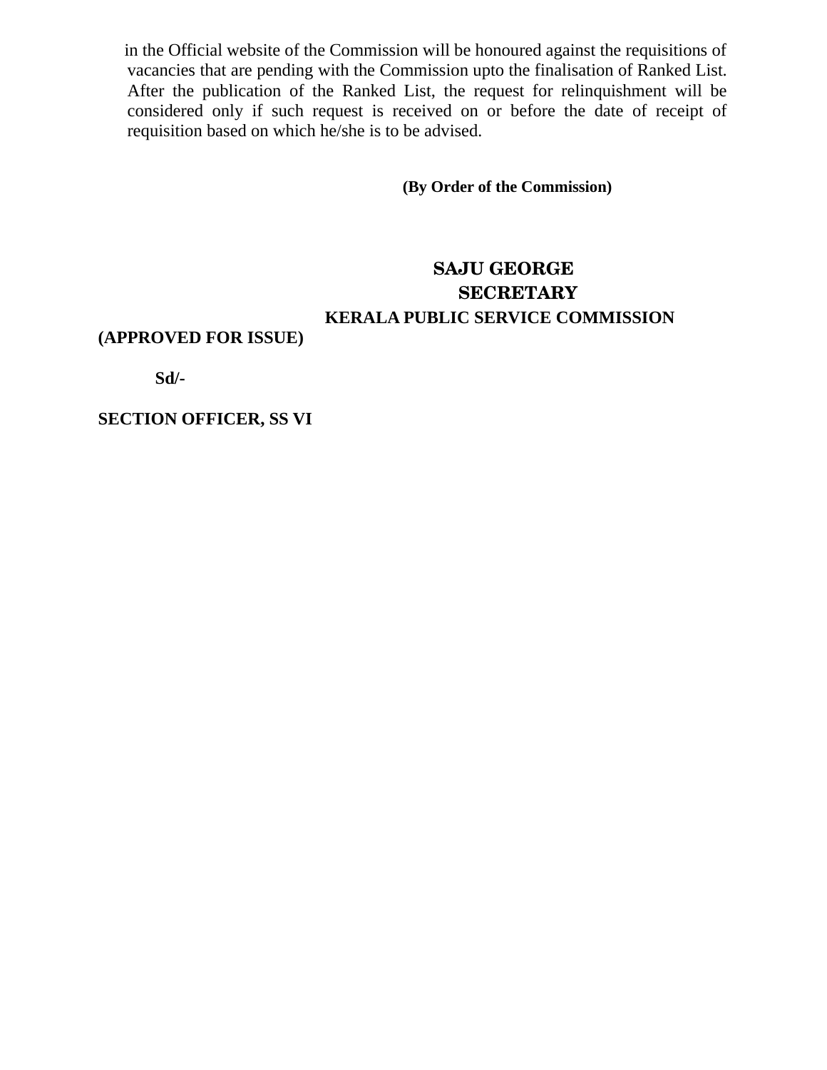in the Official website of the Commission will be honoured against the requisitions of vacancies that are pending with the Commission upto the finalisation of Ranked List. After the publication of the Ranked List, the request for relinquishment will be considered only if such request is received on or before the date of receipt of requisition based on which he/she is to be advised.

**(By Order of the Commission)**

**SAJU GEORGE**
**SECRETARY**
**KERALA PUBLIC SERVICE COMMISSION**

**(APPROVED FOR ISSUE)**

**Sd/-**

**SECTION OFFICER, SS VI**